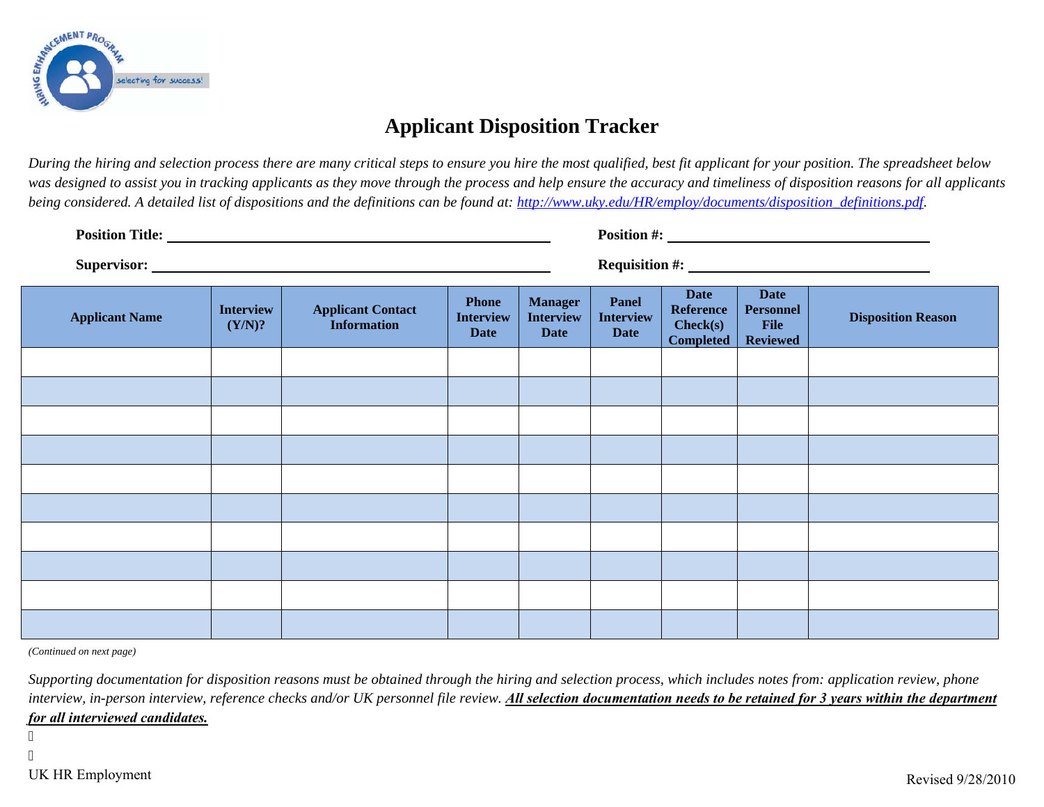# Applicant Disposition Tracker

*During the hiring and selection process there are many critical steps to ensure you hire the most qualified, best fit applicant for your position. The spreadsheet below was designed to assist you in tracking applicants as they move through the process and help ensure the accuracy and timeliness of disposition reasons for all applicants being considered. A detailed list of dispositions and the definitions can be found at: [http://www.uky.edu/HR/employ/documents/disposition_definitions.pdf](http://www.uky.edu/HR/employ/documents/disposition_definitions.pdf).*

**Position Title:** ______________________________ **Position #:** ______________________________

**Supervisor:** ______________________________ **Requisition #:** ______________________________

| Applicant Name | Interview (Y/N)? | Applicant Contact Information | Phone Interview Date | Manager Interview Date | Panel Interview Date | Date Reference Check(s) Completed | Date Personnel File Reviewed | Disposition Reason |
|---|---|---|---|---|---|---|---|---|
| | | | | | | | | |
| | | | | | | | | |
| | | | | | | | | |
| | | | | | | | | |
| | | | | | | | | |
| | | | | | | | | |
| | | | | | | | | |
| | | | | | | | | |
| | | | | | | | | |
| | | | | | | | | |

*(Continued on next page)*

*Supporting documentation for disposition reasons must be obtained through the hiring and selection process, which includes notes from: application review, phone interview, in-person interview, reference checks and/or UK personnel file review.* ***<u>All selection documentation needs to be retained for 3 years within the department for all interviewed candidates.</u>***

UK HR Employment

Revised 9/28/2010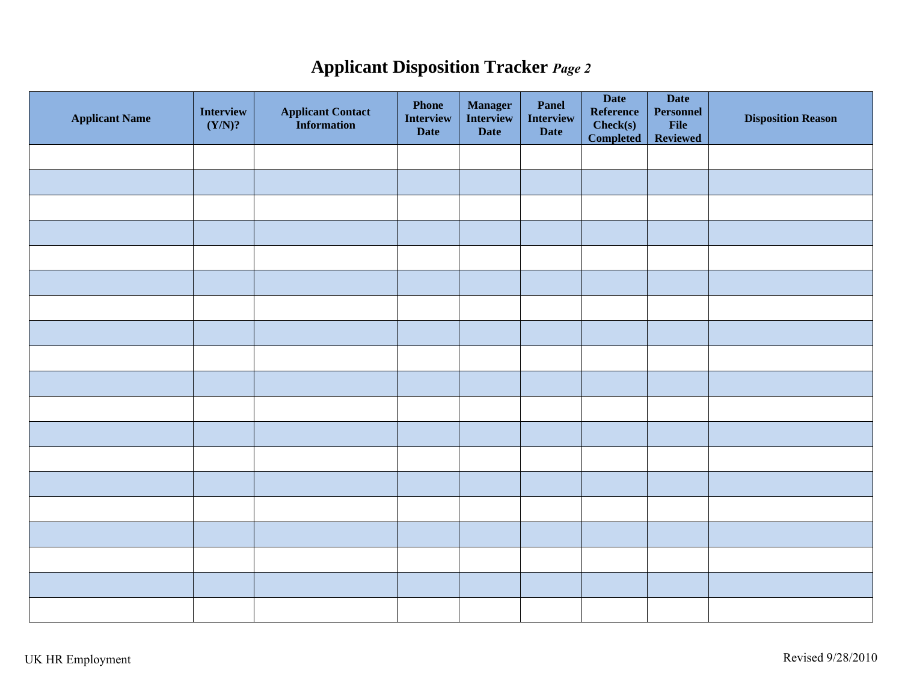# Applicant Disposition Tracker *Page 2*

| Applicant Name | Interview (Y/N)? | Applicant Contact Information | Phone Interview Date | Manager Interview Date | Panel Interview Date | Date Reference Check(s) Completed | Date Personnel File Reviewed | Disposition Reason |
|---|---|---|---|---|---|---|---|---|
| | | | | | | | | |
| | | | | | | | | |
| | | | | | | | | |
| | | | | | | | | |
| | | | | | | | | |
| | | | | | | | | |
| | | | | | | | | |
| | | | | | | | | |
| | | | | | | | | |
| | | | | | | | | |
| | | | | | | | | |
| | | | | | | | | |
| | | | | | | | | |
| | | | | | | | | |
| | | | | | | | | |
| | | | | | | | | |
| | | | | | | | | |
| | | | | | | | | |
| | | | | | | | | |

UK HR Employment

Revised 9/28/2010